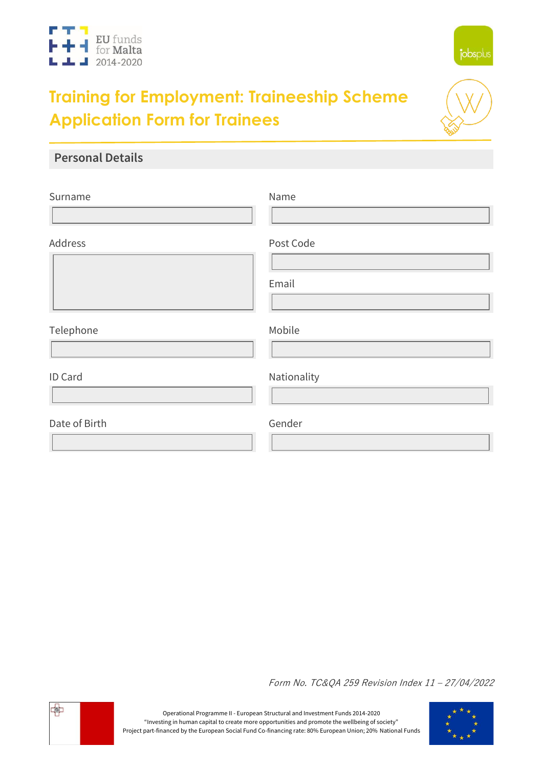EU funds for Malta 2014-2020

jobsplus

# Training for Employment: Traineeship Scheme Application Form for Trainees

## Personal Details

| Surname | Name |
|---|---|
| | |
| **Address** | **Post Code** |
| | |
| | **Email** |
| | |
| **Telephone** | **Mobile** |
| | |
| **ID Card** | **Nationality** |
| | |
| **Date of Birth** | **Gender** |
| | |

*Form No. TC&QA 259 Revision Index 11 – 27/04/2022*

Operational Programme II - European Structural and Investment Funds 2014-2020
"Investing in human capital to create more opportunities and promote the wellbeing of society"
Project part-financed by the European Social Fund Co-financing rate: 80% European Union; 20% National Funds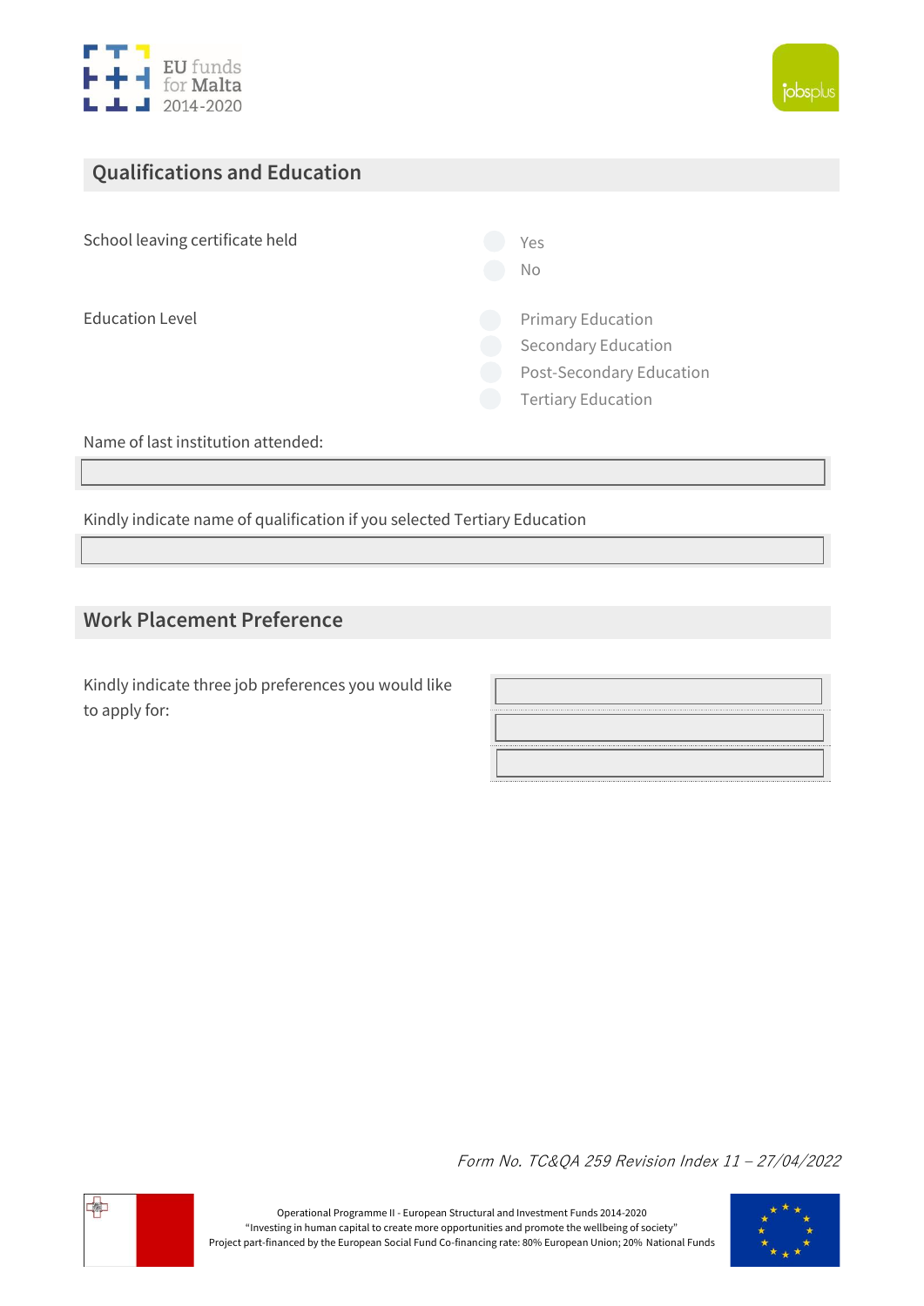## Qualifications and Education

School leaving certificate held

- ○ Yes
- ○ No

Education Level

- ○ Primary Education
- ○ Secondary Education
- ○ Post-Secondary Education
- ○ Tertiary Education

Name of last institution attended:

______________________________

Kindly indicate name of qualification if you selected Tertiary Education

______________________________

## Work Placement Preference

Kindly indicate three job preferences you would like to apply for:

______________________________

______________________________

______________________________

*Form No. TC&QA 259 Revision Index 11 – 27/04/2022*

Operational Programme II - European Structural and Investment Funds 2014-2020
"Investing in human capital to create more opportunities and promote the wellbeing of society"
Project part-financed by the European Social Fund Co-financing rate: 80% European Union; 20% National Funds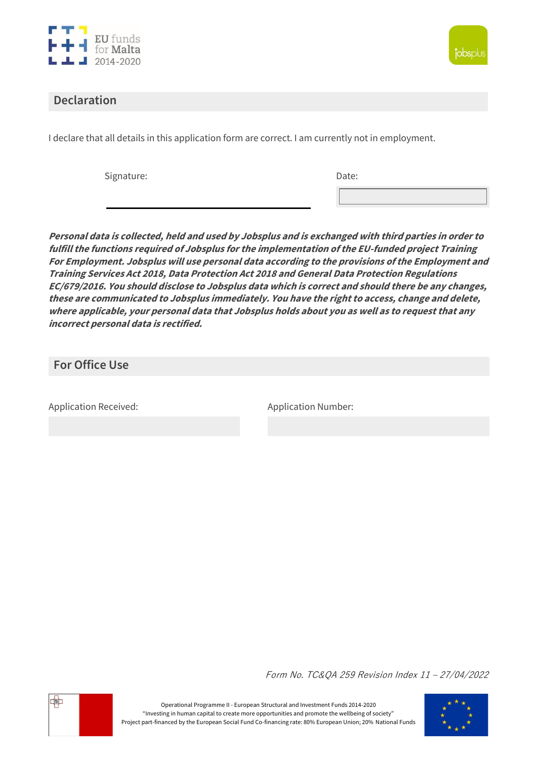## Declaration

I declare that all details in this application form are correct. I am currently not in employment.

Signature: \_\_\_\_\_\_\_\_\_\_\_\_\_\_\_\_\_\_\_\_ Date:

***Personal data is collected, held and used by Jobsplus and is exchanged with third parties in order to fulfill the functions required of Jobsplus for the implementation of the EU-funded project Training For Employment. Jobsplus will use personal data according to the provisions of the Employment and Training Services Act 2018, Data Protection Act 2018 and General Data Protection Regulations EC/679/2016. You should disclose to Jobsplus data which is correct and should there be any changes, these are communicated to Jobsplus immediately. You have the right to access, change and delete, where applicable, your personal data that Jobsplus holds about you as well as to request that any incorrect personal data is rectified.***

## For Office Use

Application Received:

Application Number:

*Form No. TC&QA 259 Revision Index 11 – 27/04/2022*

Operational Programme II - European Structural and Investment Funds 2014-2020
"Investing in human capital to create more opportunities and promote the wellbeing of society"
Project part-financed by the European Social Fund Co-financing rate: 80% European Union; 20% National Funds